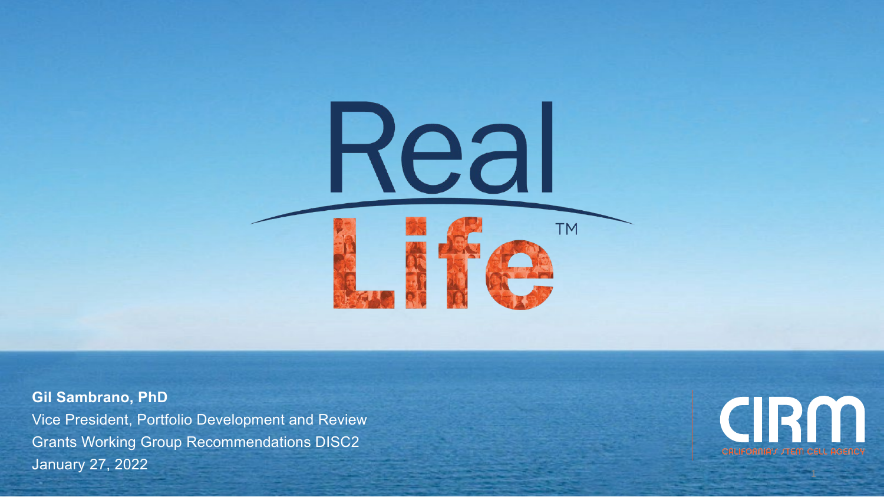# Real Life™

**Gil Sambrano, PhD**

Vice President, Portfolio Development and Review

Grants Working Group Recommendations DISC2

January 27, 2022

CIRM

CALIFORNIA'S STEM CELL AGENCY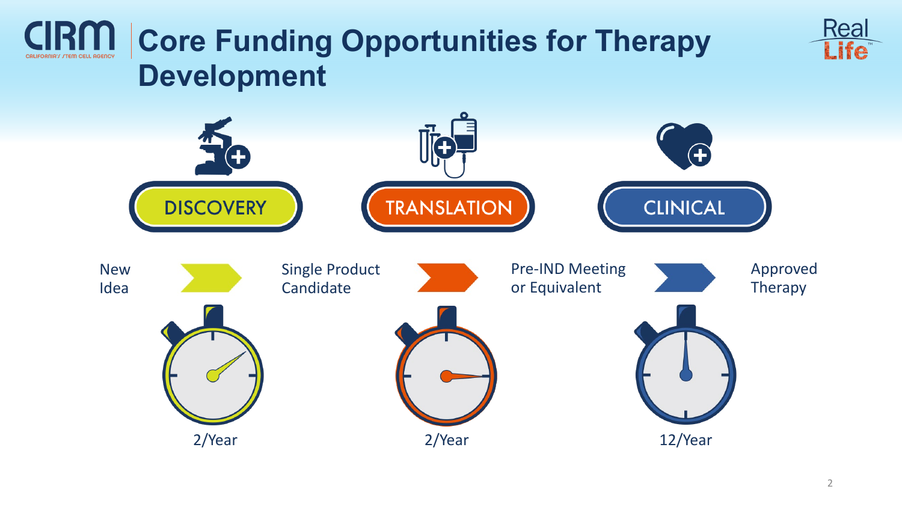# Core Funding Opportunities for Therapy Development

| DISCOVERY | TRANSLATION | CLINICAL |
| --- | --- | --- |
| New Idea → Single Product Candidate | Single Product Candidate → Pre-IND Meeting or Equivalent | Pre-IND Meeting or Equivalent → Approved Therapy |
| 2/Year | 2/Year | 12/Year |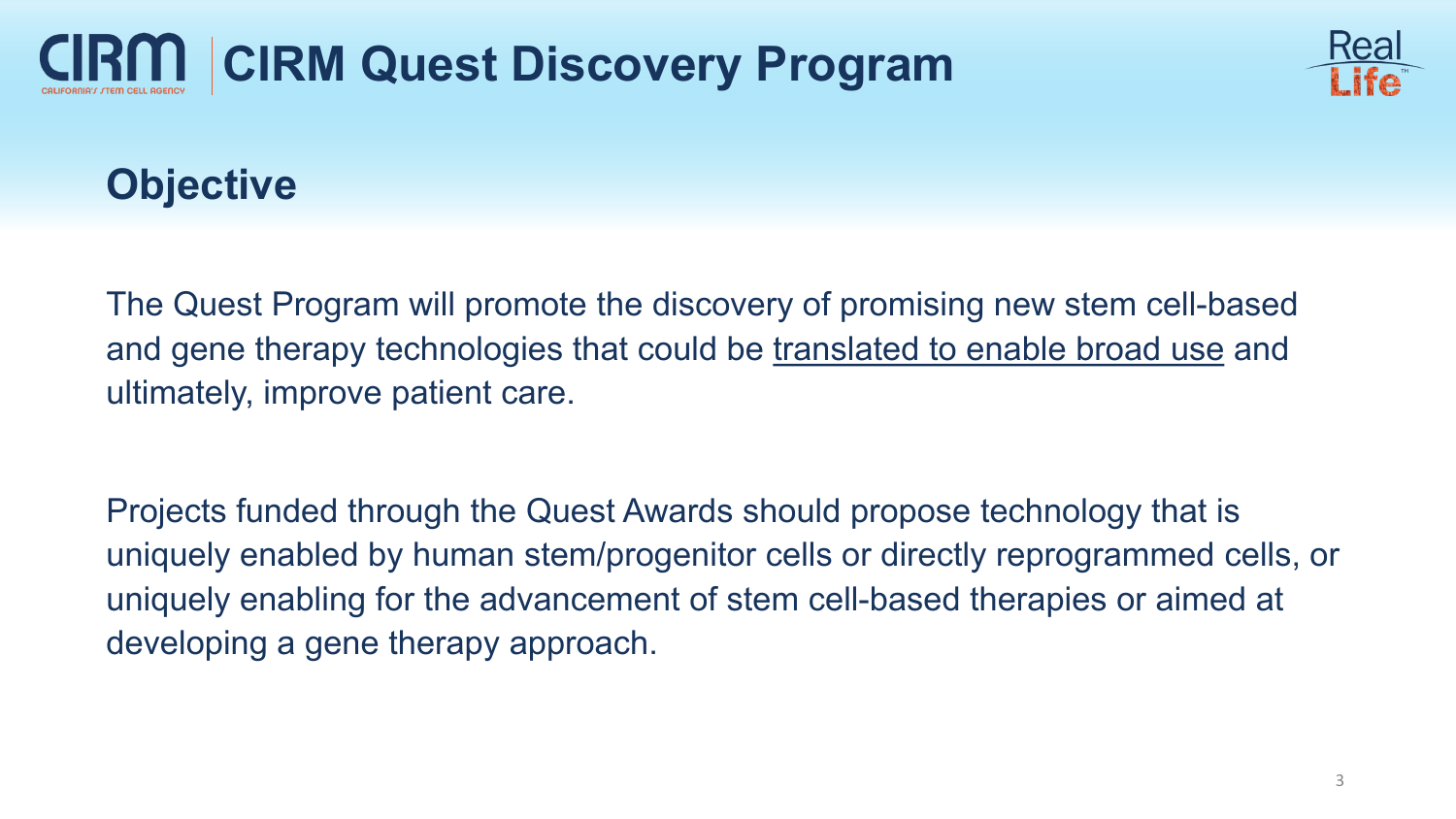# CIRM Quest Discovery Program

## Objective

The Quest Program will promote the discovery of promising new stem cell-based and gene therapy technologies that could be translated to enable broad use and ultimately, improve patient care.

Projects funded through the Quest Awards should propose technology that is uniquely enabled by human stem/progenitor cells or directly reprogrammed cells, or uniquely enabling for the advancement of stem cell-based therapies or aimed at developing a gene therapy approach.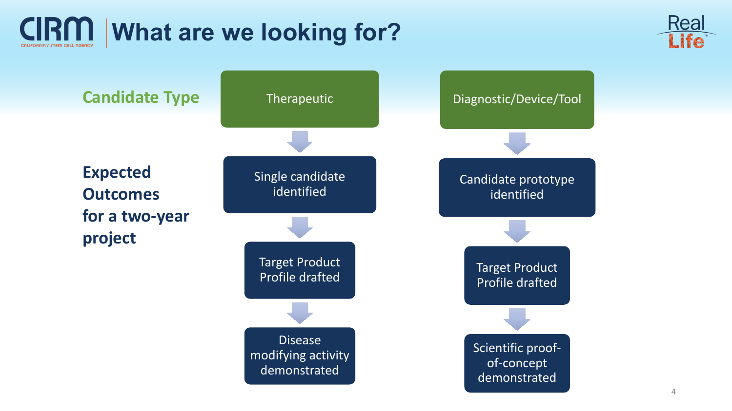# What are we looking for?

| Candidate Type | Therapeutic | Diagnostic/Device/Tool |
| --- | --- | --- |
| **Expected Outcomes for a two-year project** | Single candidate identified | Candidate prototype identified |
| | Target Product Profile drafted | Target Product Profile drafted |
| | Disease modifying activity demonstrated | Scientific proof-of-concept demonstrated |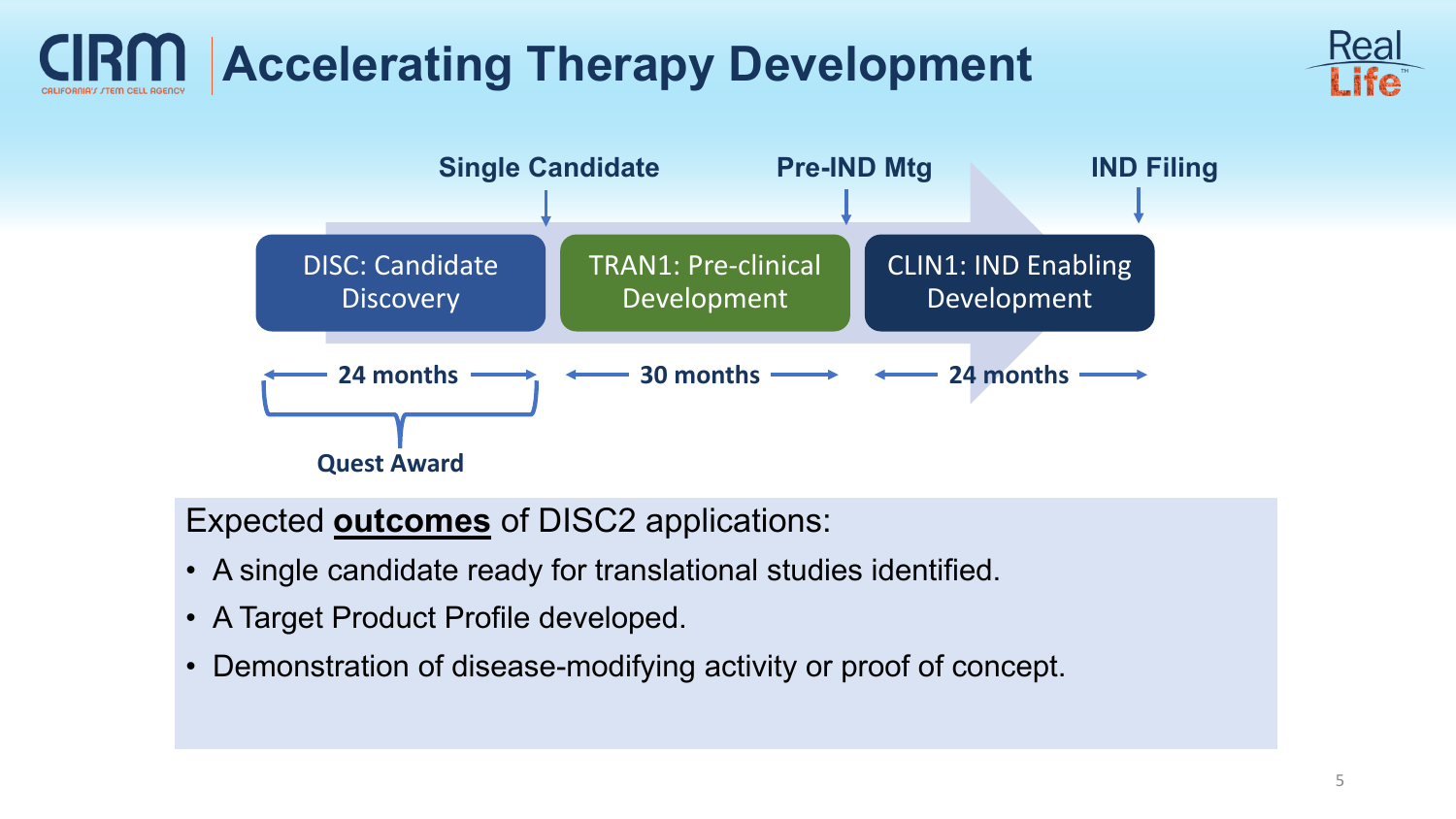# Accelerating Therapy Development

| Stage | Milestone at end | Duration |
| --- | --- | --- |
| DISC: Candidate Discovery | Single Candidate | 24 months (Quest Award) |
| TRAN1: Pre-clinical Development | Pre-IND Mtg | 30 months |
| CLIN1: IND Enabling Development | IND Filing | 24 months |

Expected **outcomes** of DISC2 applications:

- A single candidate ready for translational studies identified.
- A Target Product Profile developed.
- Demonstration of disease-modifying activity or proof of concept.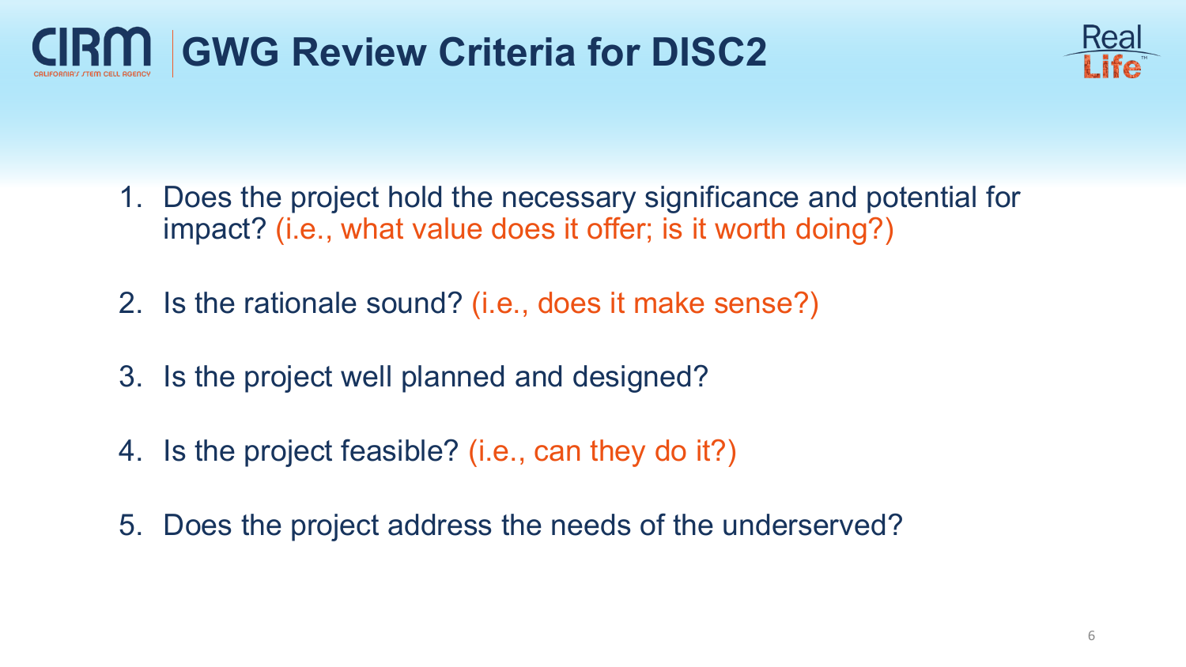# GWG Review Criteria for DISC2

1. Does the project hold the necessary significance and potential for impact? (i.e., what value does it offer; is it worth doing?)

2. Is the rationale sound? (i.e., does it make sense?)

3. Is the project well planned and designed?

4. Is the project feasible? (i.e., can they do it?)

5. Does the project address the needs of the underserved?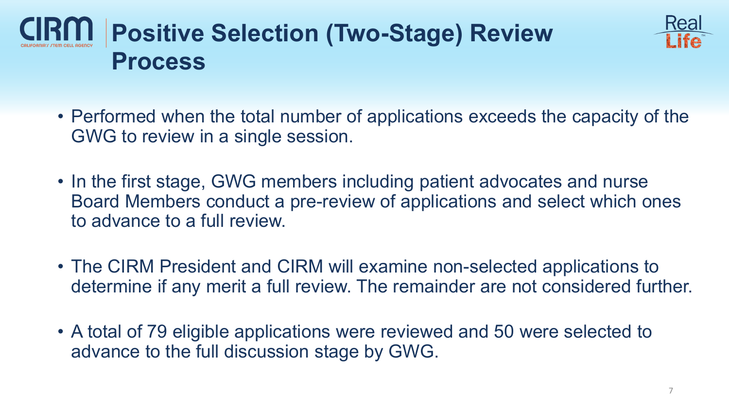# Positive Selection (Two-Stage) Review Process

- Performed when the total number of applications exceeds the capacity of the GWG to review in a single session.

- In the first stage, GWG members including patient advocates and nurse Board Members conduct a pre-review of applications and select which ones to advance to a full review.

- The CIRM President and CIRM will examine non-selected applications to determine if any merit a full review. The remainder are not considered further.

- A total of 79 eligible applications were reviewed and 50 were selected to advance to the full discussion stage by GWG.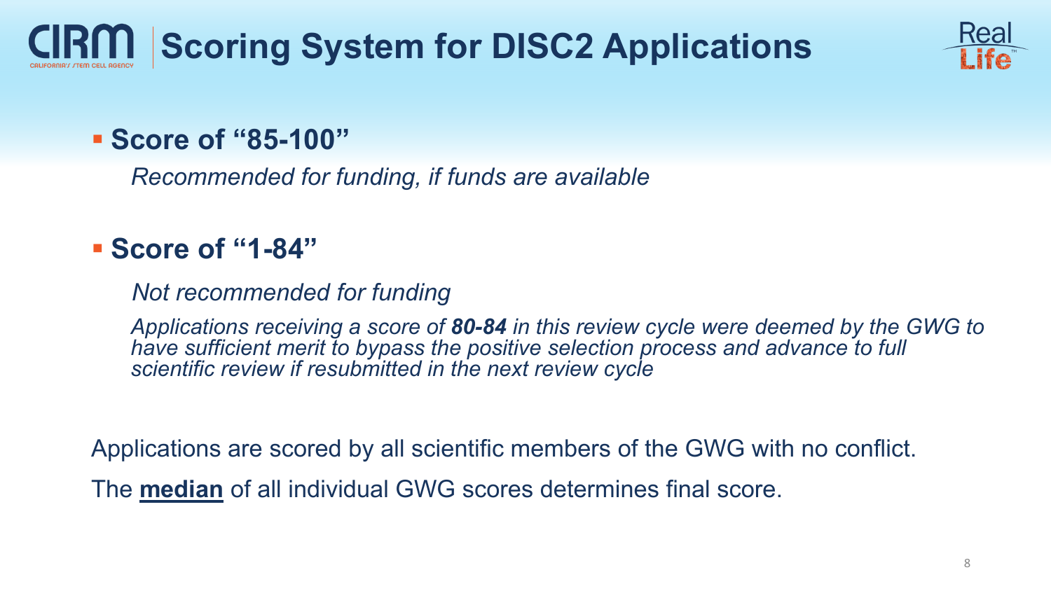# Scoring System for DISC2 Applications

- **Score of “85-100”**

  *Recommended for funding, if funds are available*

- **Score of “1-84”**

  *Not recommended for funding*

  *Applications receiving a score of **80-84** in this review cycle were deemed by the GWG to have sufficient merit to bypass the positive selection process and advance to full scientific review if resubmitted in the next review cycle*

Applications are scored by all scientific members of the GWG with no conflict.

The **median** of all individual GWG scores determines final score.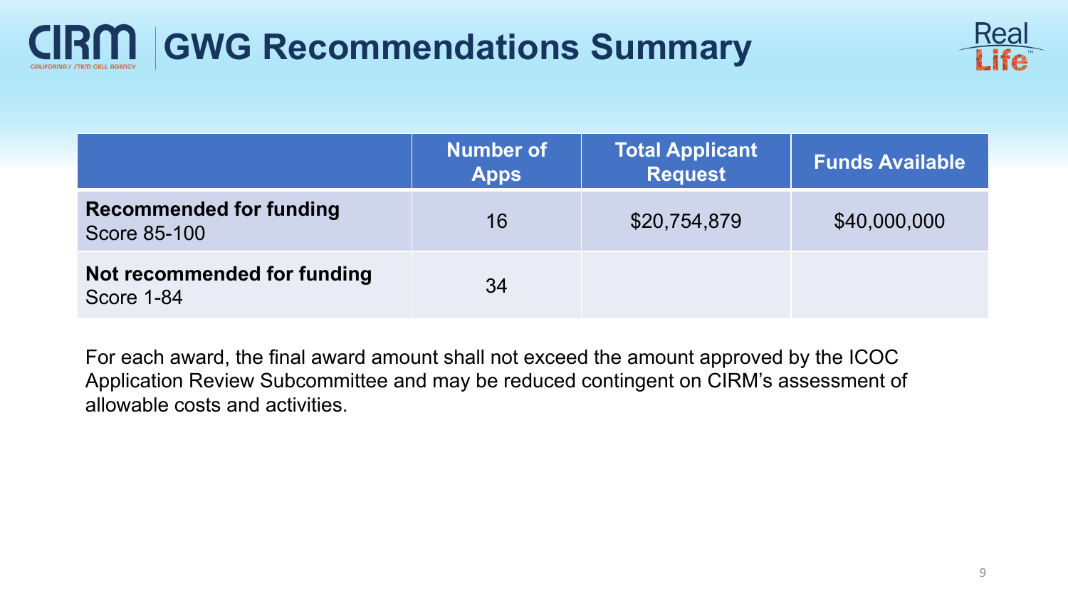# GWG Recommendations Summary

| | Number of Apps | Total Applicant Request | Funds Available |
|---|---|---|---|
| **Recommended for funding** Score 85-100 | 16 | $20,754,879 | $40,000,000 |
| **Not recommended for funding** Score 1-84 | 34 | | |

For each award, the final award amount shall not exceed the amount approved by the ICOC Application Review Subcommittee and may be reduced contingent on CIRM's assessment of allowable costs and activities.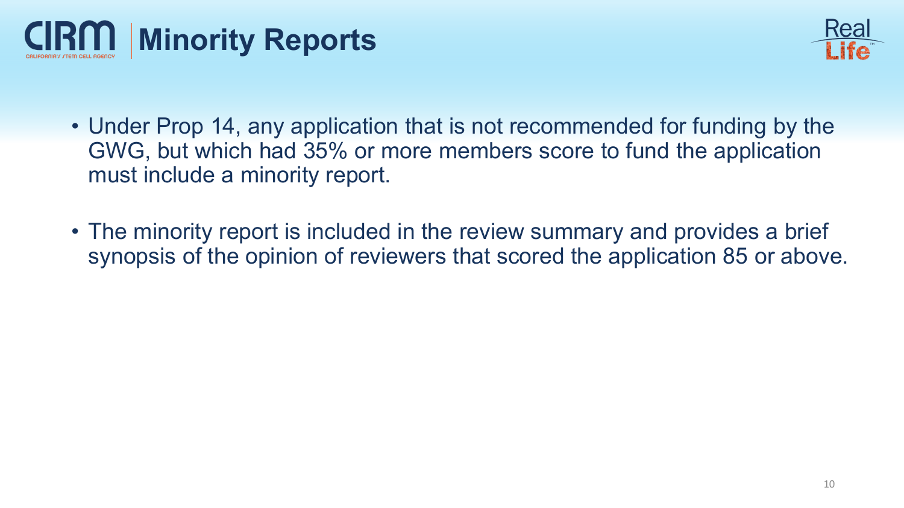# Minority Reports

- Under Prop 14, any application that is not recommended for funding by the GWG, but which had 35% or more members score to fund the application must include a minority report.
- The minority report is included in the review summary and provides a brief synopsis of the opinion of reviewers that scored the application 85 or above.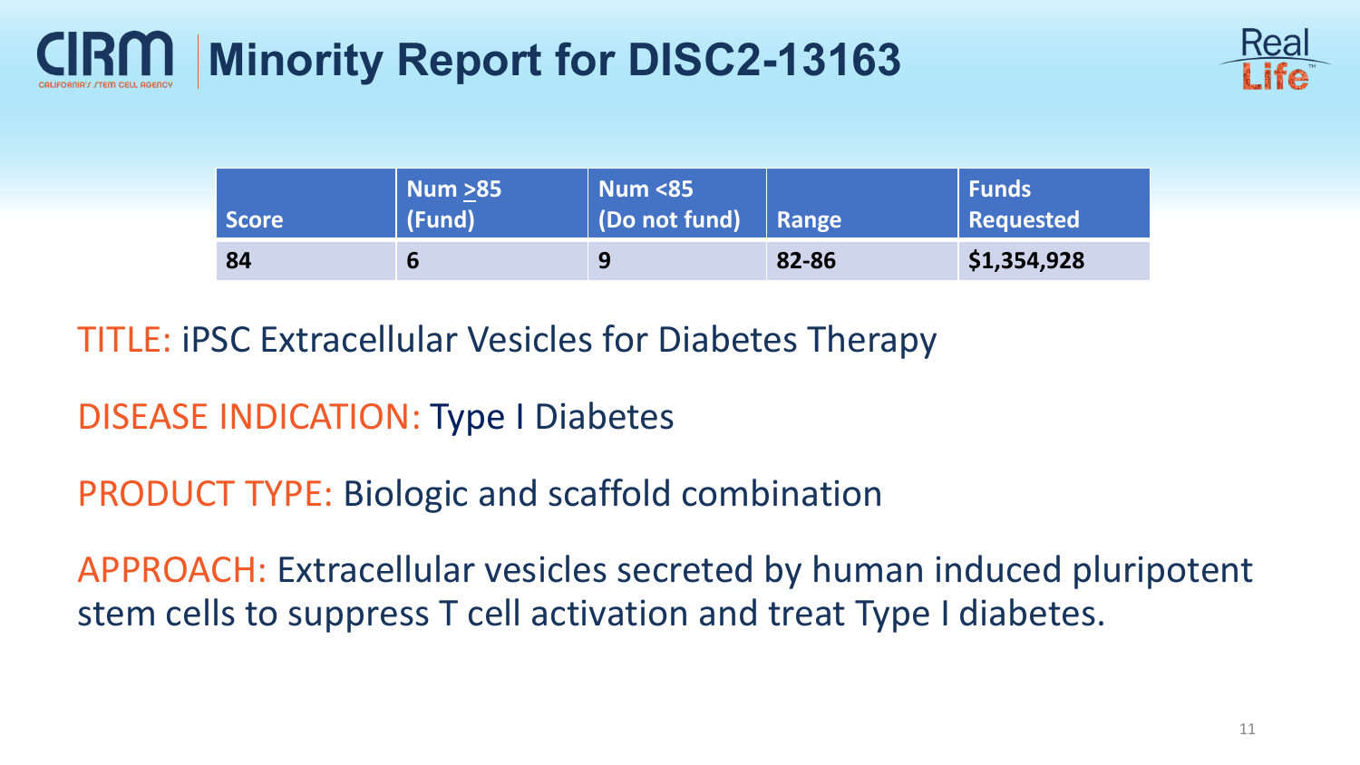# Minority Report for DISC2-13163

| Score | Num ≥85 (Fund) | Num <85 (Do not fund) | Range | Funds Requested |
|---|---|---|---|---|
| 84 | 6 | 9 | 82-86 | $1,354,928 |

TITLE: iPSC Extracellular Vesicles for Diabetes Therapy

DISEASE INDICATION: Type I Diabetes

PRODUCT TYPE: Biologic and scaffold combination

APPROACH: Extracellular vesicles secreted by human induced pluripotent stem cells to suppress T cell activation and treat Type I diabetes.